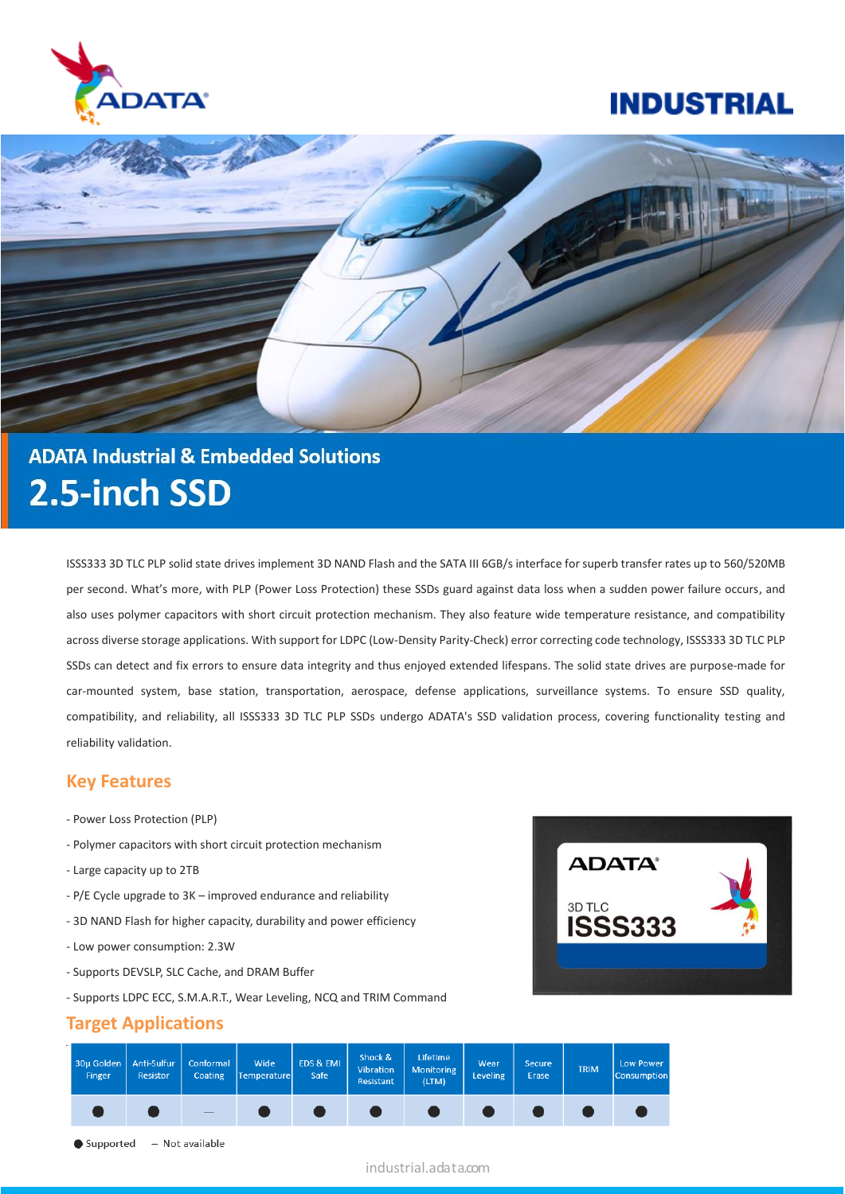# ADATA Industrial & Embedded Solutions

# 2.5-inch SSD

ISSS333 3D TLC PLP solid state drives implement 3D NAND Flash and the SATA III 6GB/s interface for superb transfer rates up to 560/520MB per second. What's more, with PLP (Power Loss Protection) these SSDs guard against data loss when a sudden power failure occurs, and also uses polymer capacitors with short circuit protection mechanism. They also feature wide temperature resistance, and compatibility across diverse storage applications. With support for LDPC (Low-Density Parity-Check) error correcting code technology, ISSS333 3D TLC PLP SSDs can detect and fix errors to ensure data integrity and thus enjoyed extended lifespans. The solid state drives are purpose-made for car-mounted system, base station, transportation, aerospace, defense applications, surveillance systems. To ensure SSD quality, compatibility, and reliability, all ISSS333 3D TLC PLP SSDs undergo ADATA's SSD validation process, covering functionality testing and reliability validation.

## Key Features

- Power Loss Protection (PLP)
- Polymer capacitors with short circuit protection mechanism
- Large capacity up to 2TB
- P/E Cycle upgrade to 3K – improved endurance and reliability
- 3D NAND Flash for higher capacity, durability and power efficiency
- Low power consumption: 2.3W
- Supports DEVSLP, SLC Cache, and DRAM Buffer
- Supports LDPC ECC, S.M.A.R.T., Wear Leveling, NCQ and TRIM Command

## Target Applications

| 30μ Golden Finger | Anti-Sulfur Resistor | Conformal Coating | Wide Temperature | EDS & EMI Safe | Shock & Vibration Resistant | Lifetime Monitoring (LTM) | Wear Leveling | Secure Erase | TRIM | Low Power Consumption |
|---|---|---|---|---|---|---|---|---|---|---|
| ● | ● | – | ● | ● | ● | ● | ● | ● | ● | ● |

● Supported – Not available

industrial.adata.com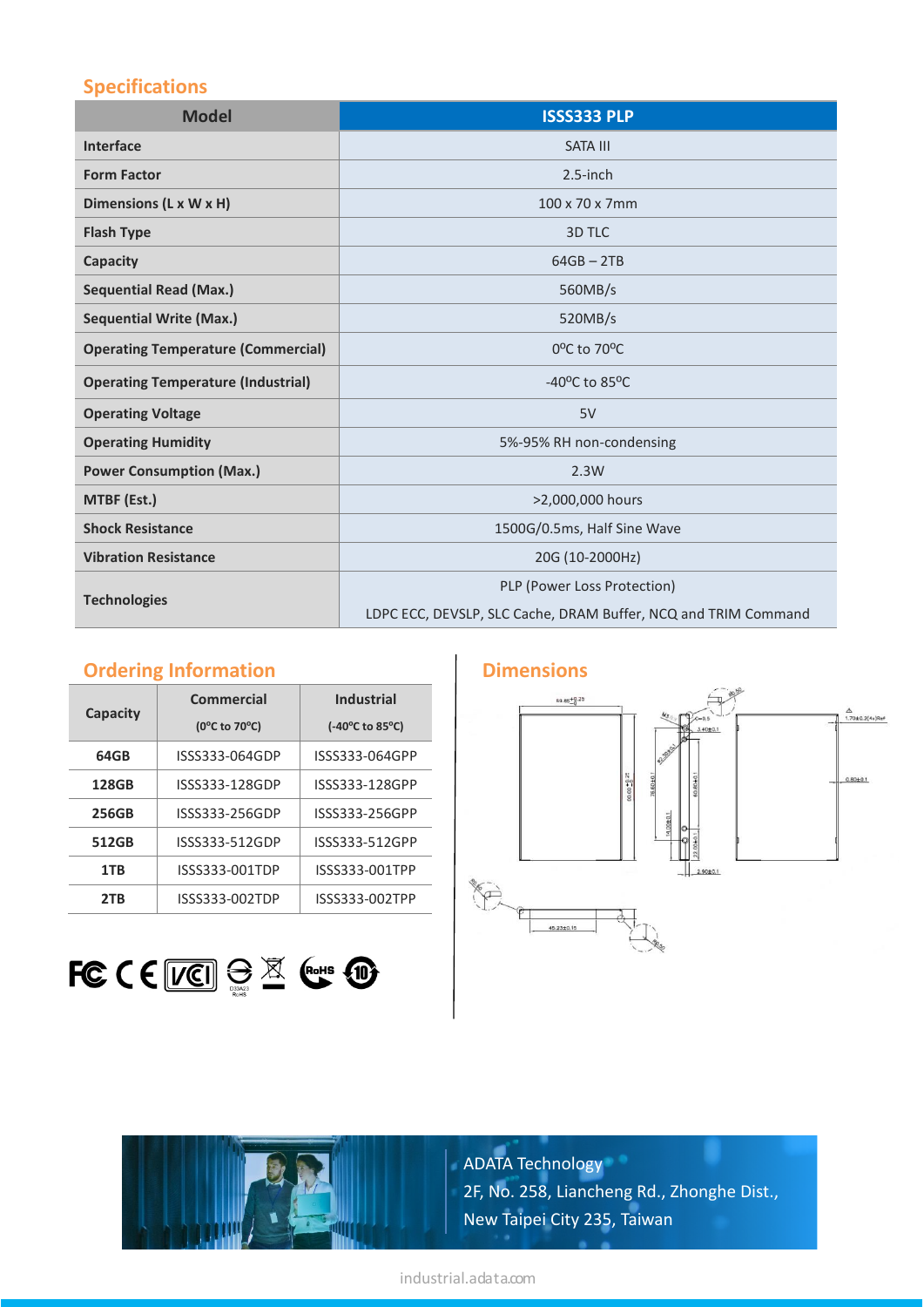## Specifications

| Model | ISSS333 PLP |
|---|---|
| Interface | SATA III |
| Form Factor | 2.5-inch |
| Dimensions (L x W x H) | 100 x 70 x 7mm |
| Flash Type | 3D TLC |
| Capacity | 64GB – 2TB |
| Sequential Read (Max.) | 560MB/s |
| Sequential Write (Max.) | 520MB/s |
| Operating Temperature (Commercial) | 0ºC to 70ºC |
| Operating Temperature (Industrial) | -40ºC to 85ºC |
| Operating Voltage | 5V |
| Operating Humidity | 5%-95% RH non-condensing |
| Power Consumption (Max.) | 2.3W |
| MTBF (Est.) | >2,000,000 hours |
| Shock Resistance | 1500G/0.5ms, Half Sine Wave |
| Vibration Resistance | 20G (10-2000Hz) |
| Technologies | PLP (Power Loss Protection)<br>LDPC ECC, DEVSLP, SLC Cache, DRAM Buffer, NCQ and TRIM Command |

## Ordering Information

| Capacity | Commercial (0ºC to 70ºC) | Industrial (-40ºC to 85ºC) |
|---|---|---|
| 64GB | ISSS333-064GDP | ISSS333-064GPP |
| 128GB | ISSS333-128GDP | ISSS333-128GPP |
| 256GB | ISSS333-256GDP | ISSS333-256GPP |
| 512GB | ISSS333-512GDP | ISSS333-512GPP |
| 1TB | ISSS333-001TDP | ISSS333-001TPP |
| 2TB | ISSS333-002TDP | ISSS333-002TPP |

## Dimensions

ADATA Technology
2F, No. 258, Liancheng Rd., Zhonghe Dist.,
New Taipei City 235, Taiwan

industrial.adata.com